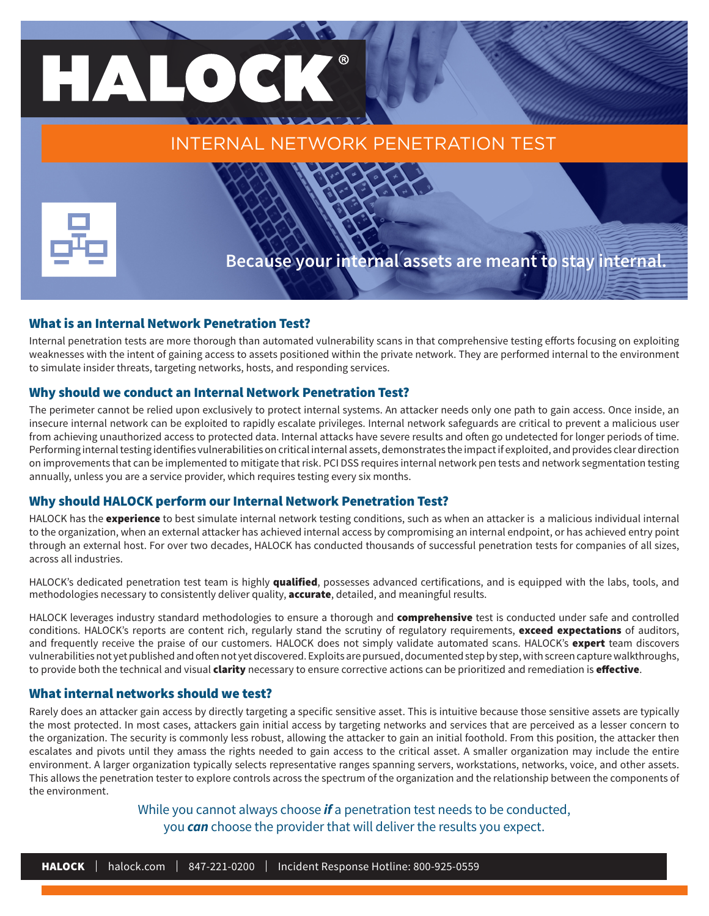# HALOCK®

## INTERNAL NETWORK PENETRATION TEST

**Because your internal assets are meant to stay internal.**

### What is an Internal Network Penetration Test?

Internal penetration tests are more thorough than automated vulnerability scans in that comprehensive testing efforts focusing on exploiting weaknesses with the intent of gaining access to assets positioned within the private network. They are performed internal to the environment to simulate insider threats, targeting networks, hosts, and responding services.

### Why should we conduct an Internal Network Penetration Test?

The perimeter cannot be relied upon exclusively to protect internal systems. An attacker needs only one path to gain access. Once inside, an insecure internal network can be exploited to rapidly escalate privileges. Internal network safeguards are critical to prevent a malicious user from achieving unauthorized access to protected data. Internal attacks have severe results and often go undetected for longer periods of time. Performing internal testing identifies vulnerabilities on critical internal assets, demonstrates the impact if exploited, and provides clear direction on improvements that can be implemented to mitigate that risk. PCI DSS requires internal network pen tests and network segmentation testing annually, unless you are a service provider, which requires testing every six months.

### Why should HALOCK perform our Internal Network Penetration Test?

HALOCK has the **experience** to best simulate internal network testing conditions, such as when an attacker is a malicious individual internal to the organization, when an external attacker has achieved internal access by compromising an internal endpoint, or has achieved entry point through an external host. For over two decades, HALOCK has conducted thousands of successful penetration tests for companies of all sizes, across all industries.

HALOCK's dedicated penetration test team is highly **qualified**, possesses advanced certifications, and is equipped with the labs, tools, and methodologies necessary to consistently deliver quality, **accurate**, detailed, and meaningful results.

HALOCK leverages industry standard methodologies to ensure a thorough and **comprehensive** test is conducted under safe and controlled conditions. HALOCK's reports are content rich, regularly stand the scrutiny of regulatory requirements, **exceed expectations** of auditors, and frequently receive the praise of our customers. HALOCK does not simply validate automated scans. HALOCK's **expert** team discovers vulnerabilities not yet published and often not yet discovered. Exploits are pursued, documented step by step, with screen capture walkthroughs, to provide both the technical and visual **clarity** necessary to ensure corrective actions can be prioritized and remediation is **effective**.

### What internal networks should we test?

Rarely does an attacker gain access by directly targeting a specific sensitive asset. This is intuitive because those sensitive assets are typically the most protected. In most cases, attackers gain initial access by targeting networks and services that are perceived as a lesser concern to the organization. The security is commonly less robust, allowing the attacker to gain an initial foothold. From this position, the attacker then escalates and pivots until they amass the rights needed to gain access to the critical asset. A smaller organization may include the entire environment. A larger organization typically selects representative ranges spanning servers, workstations, networks, voice, and other assets. This allows the penetration tester to explore controls across the spectrum of the organization and the relationship between the components of the environment.

While you cannot always choose ***if*** a penetration test needs to be conducted, you ***can*** choose the provider that will deliver the results you expect.

**HALOCK** | halock.com | 847-221-0200 | Incident Response Hotline: 800-925-0559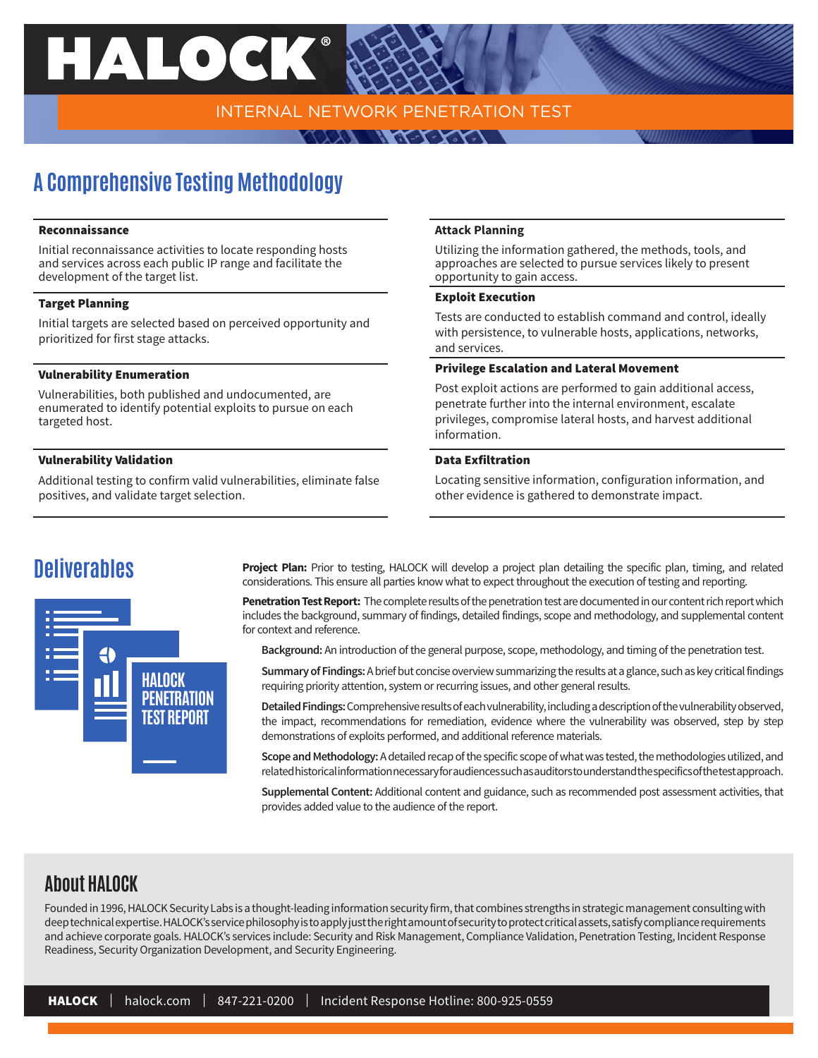# HALOCK®

INTERNAL NETWORK PENETRATION TEST

## A Comprehensive Testing Methodology

**Reconnaissance**

Initial reconnaissance activities to locate responding hosts and services across each public IP range and facilitate the development of the target list.

**Target Planning**

Initial targets are selected based on perceived opportunity and prioritized for first stage attacks.

**Vulnerability Enumeration**

Vulnerabilities, both published and undocumented, are enumerated to identify potential exploits to pursue on each targeted host.

**Vulnerability Validation**

Additional testing to confirm valid vulnerabilities, eliminate false positives, and validate target selection.

**Attack Planning**

Utilizing the information gathered, the methods, tools, and approaches are selected to pursue services likely to present opportunity to gain access.

**Exploit Execution**

Tests are conducted to establish command and control, ideally with persistence, to vulnerable hosts, applications, networks, and services.

**Privilege Escalation and Lateral Movement**

Post exploit actions are performed to gain additional access, penetrate further into the internal environment, escalate privileges, compromise lateral hosts, and harvest additional information.

**Data Exfiltration**

Locating sensitive information, configuration information, and other evidence is gathered to demonstrate impact.

## Deliverables

HALOCK PENETRATION TEST REPORT

**Project Plan:** Prior to testing, HALOCK will develop a project plan detailing the specific plan, timing, and related considerations. This ensure all parties know what to expect throughout the execution of testing and reporting.

**Penetration Test Report:** The complete results of the penetration test are documented in our content rich report which includes the background, summary of findings, detailed findings, scope and methodology, and supplemental content for context and reference.

- **Background:** An introduction of the general purpose, scope, methodology, and timing of the penetration test.
- **Summary of Findings:** A brief but concise overview summarizing the results at a glance, such as key critical findings requiring priority attention, system or recurring issues, and other general results.
- **Detailed Findings:** Comprehensive results of each vulnerability, including a description of the vulnerability observed, the impact, recommendations for remediation, evidence where the vulnerability was observed, step by step demonstrations of exploits performed, and additional reference materials.
- **Scope and Methodology:** A detailed recap of the specific scope of what was tested, the methodologies utilized, and related historical information necessary for audiences such as auditors to understand the specifics of the test approach.
- **Supplemental Content:** Additional content and guidance, such as recommended post assessment activities, that provides added value to the audience of the report.

## About HALOCK

Founded in 1996, HALOCK Security Labs is a thought-leading information security firm, that combines strengths in strategic management consulting with deep technical expertise. HALOCK's service philosophy is to apply just the right amount of security to protect critical assets, satisfy compliance requirements and achieve corporate goals. HALOCK's services include: Security and Risk Management, Compliance Validation, Penetration Testing, Incident Response Readiness, Security Organization Development, and Security Engineering.

**HALOCK** | halock.com | 847-221-0200 | Incident Response Hotline: 800-925-0559